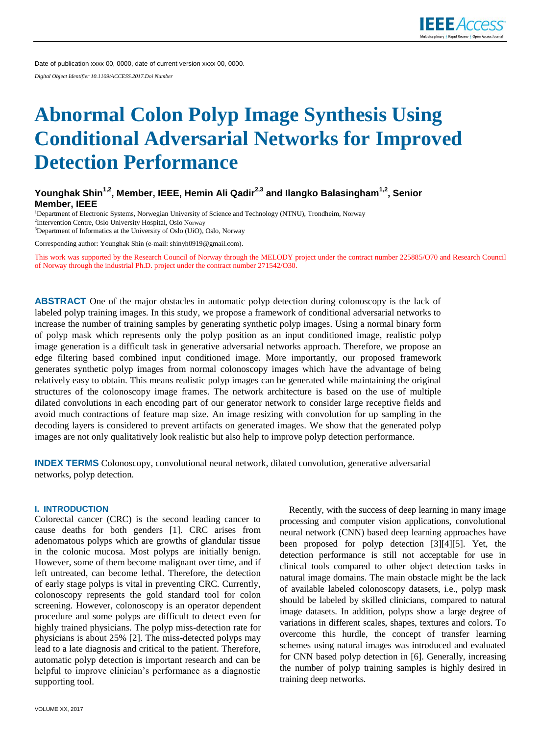Date of publication xxxx 00, 0000, date of current version xxxx 00, 0000.

*Digital Object Identifier 10.1109/ACCESS.2017.Doi Number*

# Abnormal Colon Polyp Image Synthesis Using Conditional Adversarial Networks for Improved Detection Performance

**Younghak Shin[1,2], Member, IEEE, Hemin Ali Qadir[2,3] and Ilangko Balasingham[1,2], Senior Member, IEEE**

[1]Department of Electronic Systems, Norwegian University of Science and Technology (NTNU), Trondheim, Norway
[2]Intervention Centre, Oslo University Hospital, Oslo Norway
[3]Department of Informatics at the University of Oslo (UiO), Oslo, Norway

Corresponding author: Younghak Shin (e-mail: shinyh0919@gmail.com).

This work was supported by the Research Council of Norway through the MELODY project under the contract number 225885/O70 and Research Council of Norway through the industrial Ph.D. project under the contract number 271542/O30.

**ABSTRACT** One of the major obstacles in automatic polyp detection during colonoscopy is the lack of labeled polyp training images. In this study, we propose a framework of conditional adversarial networks to increase the number of training samples by generating synthetic polyp images. Using a normal binary form of polyp mask which represents only the polyp position as an input conditioned image, realistic polyp image generation is a difficult task in generative adversarial networks approach. Therefore, we propose an edge filtering based combined input conditioned image. More importantly, our proposed framework generates synthetic polyp images from normal colonoscopy images which have the advantage of being relatively easy to obtain. This means realistic polyp images can be generated while maintaining the original structures of the colonoscopy image frames. The network architecture is based on the use of multiple dilated convolutions in each encoding part of our generator network to consider large receptive fields and avoid much contractions of feature map size. An image resizing with convolution for up sampling in the decoding layers is considered to prevent artifacts on generated images. We show that the generated polyp images are not only qualitatively look realistic but also help to improve polyp detection performance.

**INDEX TERMS** Colonoscopy, convolutional neural network, dilated convolution, generative adversarial networks, polyp detection.

## I. INTRODUCTION

Colorectal cancer (CRC) is the second leading cancer to cause deaths for both genders [1]. CRC arises from adenomatous polyps which are growths of glandular tissue in the colonic mucosa. Most polyps are initially benign. However, some of them become malignant over time, and if left untreated, can become lethal. Therefore, the detection of early stage polyps is vital in preventing CRC. Currently, colonoscopy represents the gold standard tool for colon screening. However, colonoscopy is an operator dependent procedure and some polyps are difficult to detect even for highly trained physicians. The polyp miss-detection rate for physicians is about 25% [2]. The miss-detected polyps may lead to a late diagnosis and critical to the patient. Therefore, automatic polyp detection is important research and can be helpful to improve clinician's performance as a diagnostic supporting tool.

Recently, with the success of deep learning in many image processing and computer vision applications, convolutional neural network (CNN) based deep learning approaches have been proposed for polyp detection [3][4][5]. Yet, the detection performance is still not acceptable for use in clinical tools compared to other object detection tasks in natural image domains. The main obstacle might be the lack of available labeled colonoscopy datasets, i.e., polyp mask should be labeled by skilled clinicians, compared to natural image datasets. In addition, polyps show a large degree of variations in different scales, shapes, textures and colors. To overcome this hurdle, the concept of transfer learning schemes using natural images was introduced and evaluated for CNN based polyp detection in [6]. Generally, increasing the number of polyp training samples is highly desired in training deep networks.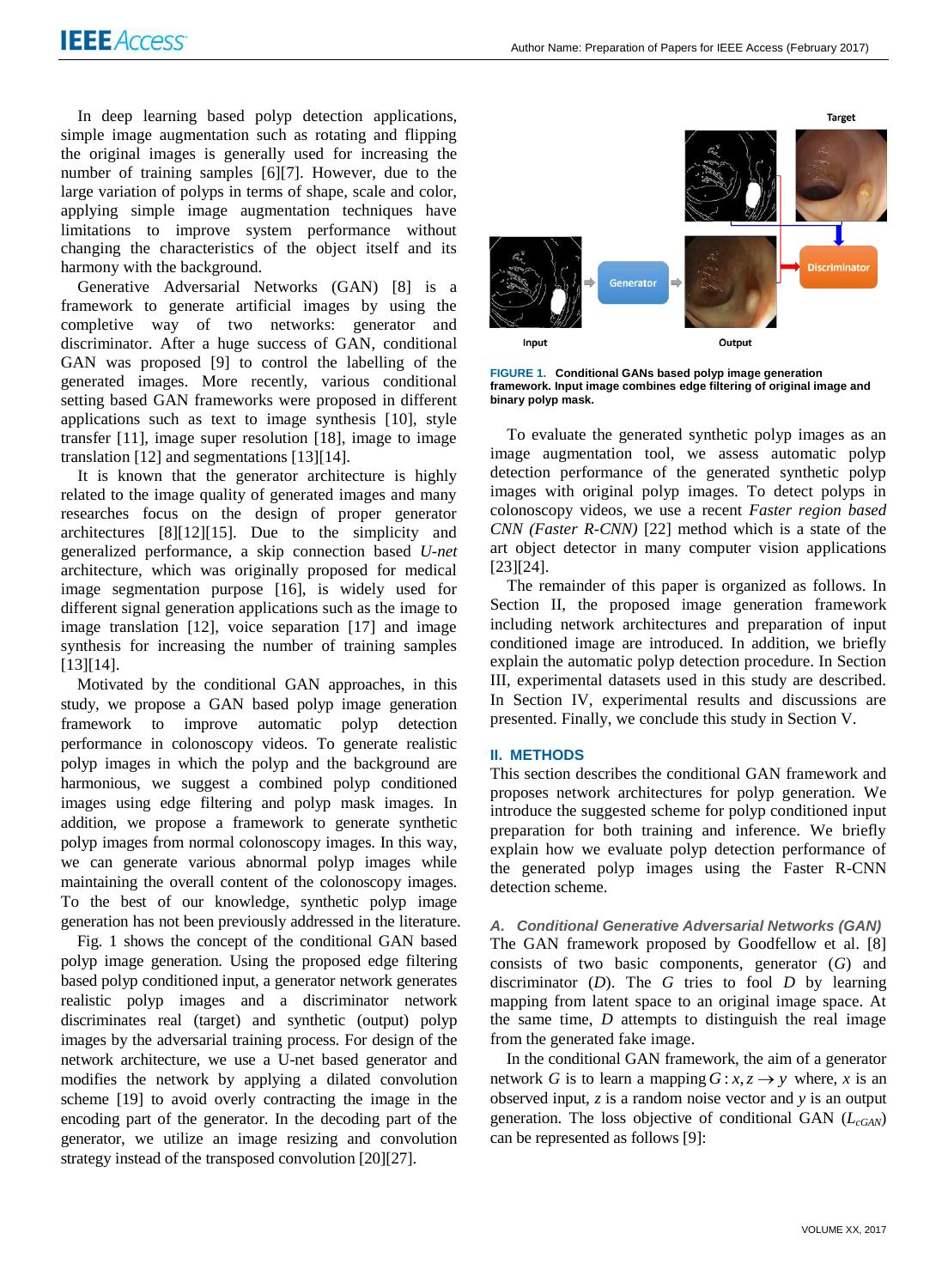In deep learning based polyp detection applications, simple image augmentation such as rotating and flipping the original images is generally used for increasing the number of training samples [6][7]. However, due to the large variation of polyps in terms of shape, scale and color, applying simple image augmentation techniques have limitations to improve system performance without changing the characteristics of the object itself and its harmony with the background.

Generative Adversarial Networks (GAN) [8] is a framework to generate artificial images by using the completive way of two networks: generator and discriminator. After a huge success of GAN, conditional GAN was proposed [9] to control the labelling of the generated images. More recently, various conditional setting based GAN frameworks were proposed in different applications such as text to image synthesis [10], style transfer [11], image super resolution [18], image to image translation [12] and segmentations [13][14].

It is known that the generator architecture is highly related to the image quality of generated images and many researches focus on the design of proper generator architectures [8][12][15]. Due to the simplicity and generalized performance, a skip connection based *U-net* architecture, which was originally proposed for medical image segmentation purpose [16], is widely used for different signal generation applications such as the image to image translation [12], voice separation [17] and image synthesis for increasing the number of training samples [13][14].

Motivated by the conditional GAN approaches, in this study, we propose a GAN based polyp image generation framework to improve automatic polyp detection performance in colonoscopy videos. To generate realistic polyp images in which the polyp and the background are harmonious, we suggest a combined polyp conditioned images using edge filtering and polyp mask images. In addition, we propose a framework to generate synthetic polyp images from normal colonoscopy images. In this way, we can generate various abnormal polyp images while maintaining the overall content of the colonoscopy images. To the best of our knowledge, synthetic polyp image generation has not been previously addressed in the literature.

Fig. 1 shows the concept of the conditional GAN based polyp image generation. Using the proposed edge filtering based polyp conditioned input, a generator network generates realistic polyp images and a discriminator network discriminates real (target) and synthetic (output) polyp images by the adversarial training process. For design of the network architecture, we use a U-net based generator and modifies the network by applying a dilated convolution scheme [19] to avoid overly contracting the image in the encoding part of the generator. In the decoding part of the generator, we utilize an image resizing and convolution strategy instead of the transposed convolution [20][27].

**FIGURE 1. Conditional GANs based polyp image generation framework. Input image combines edge filtering of original image and binary polyp mask.**

To evaluate the generated synthetic polyp images as an image augmentation tool, we assess automatic polyp detection performance of the generated synthetic polyp images with original polyp images. To detect polyps in colonoscopy videos, we use a recent *Faster region based CNN (Faster R-CNN)* [22] method which is a state of the art object detector in many computer vision applications [23][24].

The remainder of this paper is organized as follows. In Section II, the proposed image generation framework including network architectures and preparation of input conditioned image are introduced. In addition, we briefly explain the automatic polyp detection procedure. In Section III, experimental datasets used in this study are described. In Section IV, experimental results and discussions are presented. Finally, we conclude this study in Section V.

## II. METHODS

This section describes the conditional GAN framework and proposes network architectures for polyp generation. We introduce the suggested scheme for polyp conditioned input preparation for both training and inference. We briefly explain how we evaluate polyp detection performance of the generated polyp images using the Faster R-CNN detection scheme.

### *A. Conditional Generative Adversarial Networks (GAN)*

The GAN framework proposed by Goodfellow et al. [8] consists of two basic components, generator ($G$) and discriminator ($D$). The $G$ tries to fool $D$ by learning mapping from latent space to an original image space. At the same time, $D$ attempts to distinguish the real image from the generated fake image.

In the conditional GAN framework, the aim of a generator network $G$ is to learn a mapping $G: x, z \rightarrow y$ where, $x$ is an observed input, $z$ is a random noise vector and $y$ is an output generation. The loss objective of conditional GAN ($L_{cGAN}$) can be represented as follows [9]: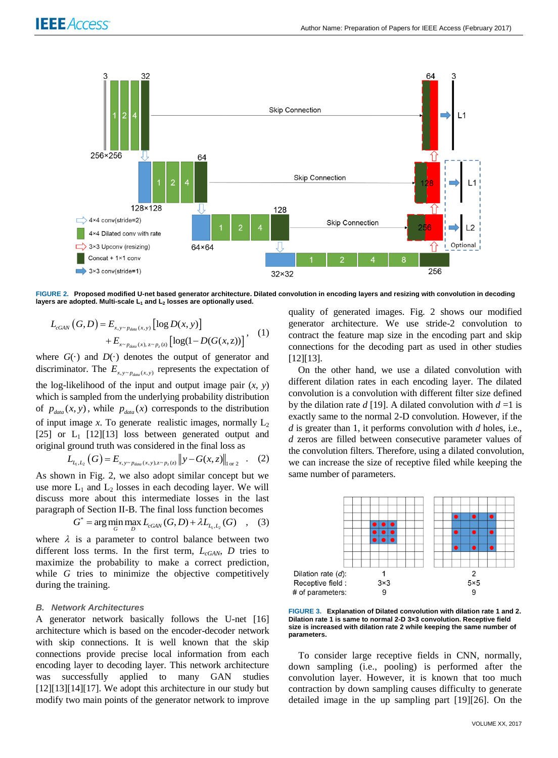FIGURE 2. Proposed modified U-net based generator architecture. Dilated convolution in encoding layers and resizing with convolution in decoding layers are adopted. Multi-scale $L_1$ and $L_2$ losses are optionally used.

$$L_{cGAN}(G,D) = E_{x,y\sim p_{data}(x,y)}[\log D(x,y)] + E_{x\sim p_{data}(x),\, z\sim p_z(z)}[\log(1-D(G(x,z))]\,, \quad (1)$$

where $G(\cdot)$ and $D(\cdot)$ denotes the output of generator and discriminator. The $E_{x,y\sim p_{data}(x,y)}$ represents the expectation of the log-likelihood of the input and output image pair $(x, y)$ which is sampled from the underlying probability distribution of $p_{data}(x,y)$, while $p_{data}(x)$ corresponds to the distribution of input image $x$. To generate realistic images, normally $L_2$ [25] or $L_1$ [12][13] loss between generated output and original ground truth was considered in the final loss as

$$L_{L_1,L_2}(G) = E_{x,y\sim p_{data}(x,y), z\sim p_z(z)} \| y - G(x,z) \|_{1\text{ or }2}\,. \quad (2)$$

As shown in Fig. 2, we also adopt similar concept but we use more $L_1$ and $L_2$ losses in each decoding layer. We will discuss more about this intermediate losses in the last paragraph of Section II-B. The final loss function becomes

$$G^* = \arg\min_G \max_D L_{cGAN}(G,D) + \lambda L_{L_1,L_2}(G)\,, \quad (3)$$

where $\lambda$ is a parameter to control balance between two different loss terms. In the first term, $L_{cGAN}$, $D$ tries to maximize the probability to make a correct prediction, while $G$ tries to minimize the objective competitively during the training.

### *B. Network Architectures*

A generator network basically follows the U-net [16] architecture which is based on the encoder-decoder network with skip connections. It is well known that the skip connections provide precise local information from each encoding layer to decoding layer. This network architecture was successfully applied to many GAN studies [12][13][14][17]. We adopt this architecture in our study but modify two main points of the generator network to improve quality of generated images. Fig. 2 shows our modified generator architecture. We use stride-2 convolution to contract the feature map size in the encoding part and skip connections for the decoding part as used in other studies [12][13].

On the other hand, we use a dilated convolution with different dilation rates in each encoding layer. The dilated convolution is a convolution with different filter size defined by the dilation rate $d$ [19]. A dilated convolution with $d$ =1 is exactly same to the normal 2-D convolution. However, if the $d$ is greater than 1, it performs convolution with $d$ holes, i.e., $d$ zeros are filled between consecutive parameter values of the convolution filters. Therefore, using a dilated convolution, we can increase the size of receptive filed while keeping the same number of parameters.

FIGURE 3. Explanation of Dilated convolution with dilation rate 1 and 2. Dilation rate 1 is same to normal 2-D 3×3 convolution. Receptive field size is increased with dilation rate 2 while keeping the same number of parameters.

To consider large receptive fields in CNN, normally, down sampling (i.e., pooling) is performed after the convolution layer. However, it is known that too much contraction by down sampling causes difficulty to generate detailed image in the up sampling part [19][26]. On the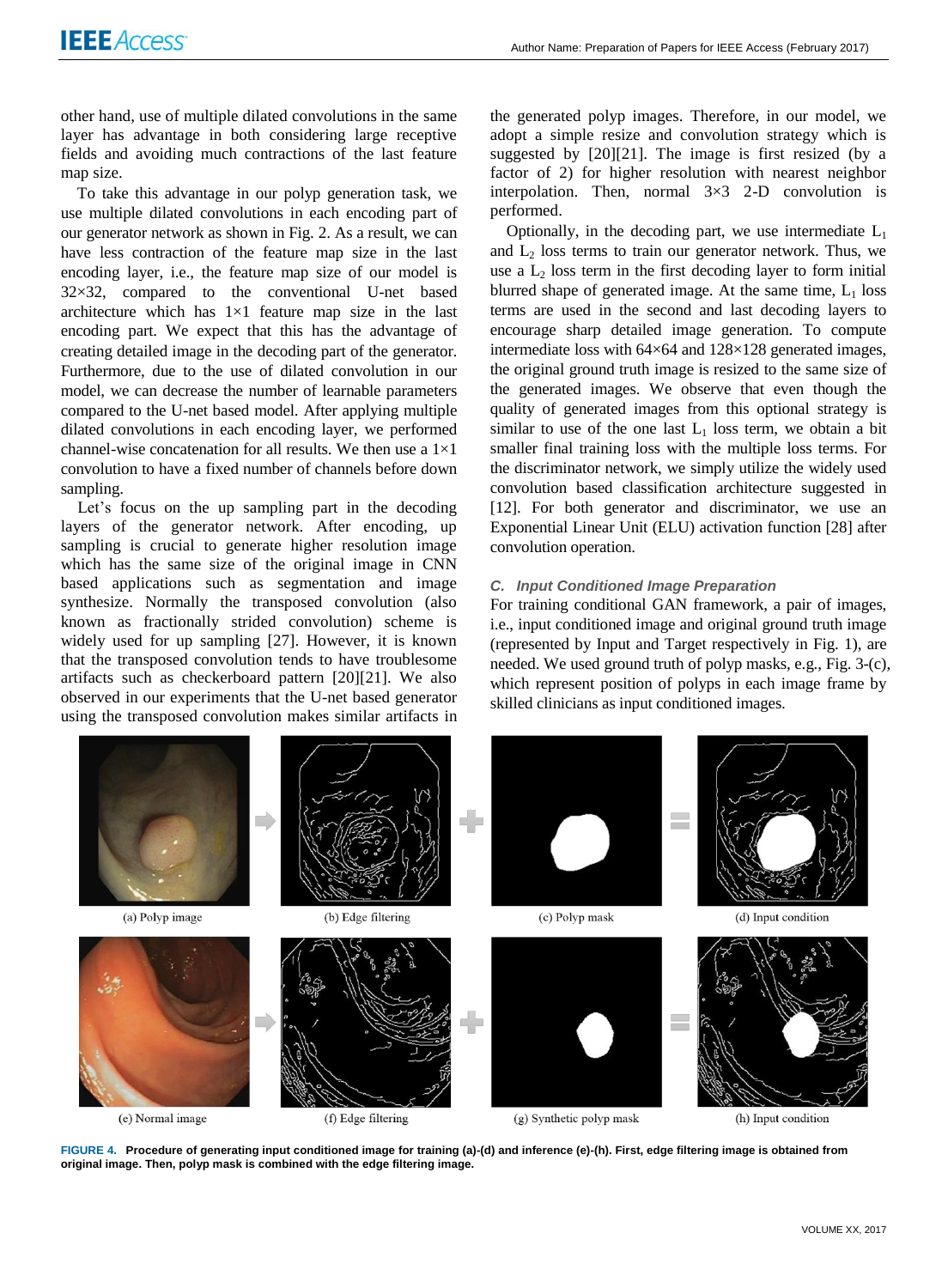other hand, use of multiple dilated convolutions in the same layer has advantage in both considering large receptive fields and avoiding much contractions of the last feature map size.

To take this advantage in our polyp generation task, we use multiple dilated convolutions in each encoding part of our generator network as shown in Fig. 2. As a result, we can have less contraction of the feature map size in the last encoding layer, i.e., the feature map size of our model is 32×32, compared to the conventional U-net based architecture which has 1×1 feature map size in the last encoding part. We expect that this has the advantage of creating detailed image in the decoding part of the generator. Furthermore, due to the use of dilated convolution in our model, we can decrease the number of learnable parameters compared to the U-net based model. After applying multiple dilated convolutions in each encoding layer, we performed channel-wise concatenation for all results. We then use a 1×1 convolution to have a fixed number of channels before down sampling.

Let's focus on the up sampling part in the decoding layers of the generator network. After encoding, up sampling is crucial to generate higher resolution image which has the same size of the original image in CNN based applications such as segmentation and image synthesize. Normally the transposed convolution (also known as fractionally strided convolution) scheme is widely used for up sampling [27]. However, it is known that the transposed convolution tends to have troublesome artifacts such as checkerboard pattern [20][21]. We also observed in our experiments that the U-net based generator using the transposed convolution makes similar artifacts in the generated polyp images. Therefore, in our model, we adopt a simple resize and convolution strategy which is suggested by [20][21]. The image is first resized (by a factor of 2) for higher resolution with nearest neighbor interpolation. Then, normal 3×3 2-D convolution is performed.

Optionally, in the decoding part, we use intermediate $L_1$ and $L_2$ loss terms to train our generator network. Thus, we use a $L_2$ loss term in the first decoding layer to form initial blurred shape of generated image. At the same time, $L_1$ loss terms are used in the second and last decoding layers to encourage sharp detailed image generation. To compute intermediate loss with 64×64 and 128×128 generated images, the original ground truth image is resized to the same size of the generated images. We observe that even though the quality of generated images from this optional strategy is similar to use of the one last $L_1$ loss term, we obtain a bit smaller final training loss with the multiple loss terms. For the discriminator network, we simply utilize the widely used convolution based classification architecture suggested in [12]. For both generator and discriminator, we use an Exponential Linear Unit (ELU) activation function [28] after convolution operation.

### *C. Input Conditioned Image Preparation*

For training conditional GAN framework, a pair of images, i.e., input conditioned image and original ground truth image (represented by Input and Target respectively in Fig. 1), are needed. We used ground truth of polyp masks, e.g., Fig. 3-(c), which represent position of polyps in each image frame by skilled clinicians as input conditioned images.

(a) Polyp image (b) Edge filtering (c) Polyp mask (d) Input condition

(e) Normal image (f) Edge filtering (g) Synthetic polyp mask (h) Input condition

**FIGURE 4. Procedure of generating input conditioned image for training (a)-(d) and inference (e)-(h). First, edge filtering image is obtained from original image. Then, polyp mask is combined with the edge filtering image.**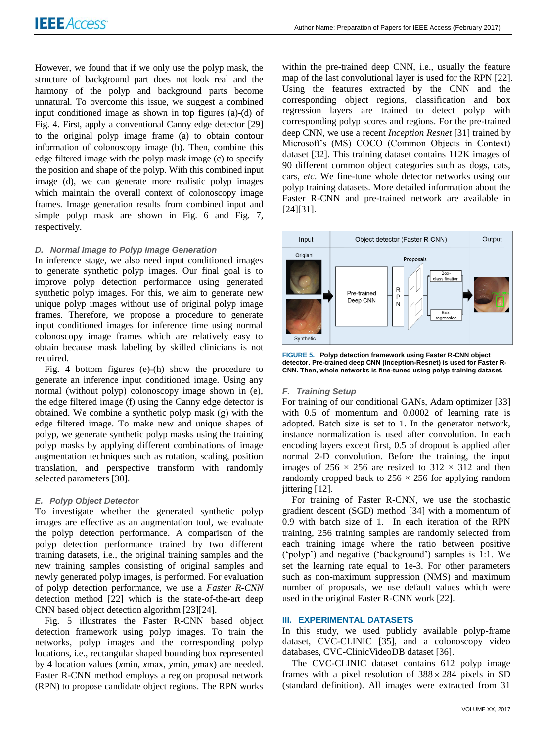However, we found that if we only use the polyp mask, the structure of background part does not look real and the harmony of the polyp and background parts become unnatural. To overcome this issue, we suggest a combined input conditioned image as shown in top figures (a)-(d) of Fig. 4. First, apply a conventional Canny edge detector [29] to the original polyp image frame (a) to obtain contour information of colonoscopy image (b). Then, combine this edge filtered image with the polyp mask image (c) to specify the position and shape of the polyp. With this combined input image (d), we can generate more realistic polyp images which maintain the overall context of colonoscopy image frames. Image generation results from combined input and simple polyp mask are shown in Fig. 6 and Fig. 7, respectively.

### D. Normal Image to Polyp Image Generation

In inference stage, we also need input conditioned images to generate synthetic polyp images. Our final goal is to improve polyp detection performance using generated synthetic polyp images. For this, we aim to generate new unique polyp images without use of original polyp image frames. Therefore, we propose a procedure to generate input conditioned images for inference time using normal colonoscopy image frames which are relatively easy to obtain because mask labeling by skilled clinicians is not required.

Fig. 4 bottom figures (e)-(h) show the procedure to generate an inference input conditioned image. Using any normal (without polyp) colonoscopy image shown in (e), the edge filtered image (f) using the Canny edge detector is obtained. We combine a synthetic polyp mask (g) with the edge filtered image. To make new and unique shapes of polyp, we generate synthetic polyp masks using the training polyp masks by applying different combinations of image augmentation techniques such as rotation, scaling, position translation, and perspective transform with randomly selected parameters [30].

### E. Polyp Object Detector

To investigate whether the generated synthetic polyp images are effective as an augmentation tool, we evaluate the polyp detection performance. A comparison of the polyp detection performance trained by two different training datasets, i.e., the original training samples and the new training samples consisting of original samples and newly generated polyp images, is performed. For evaluation of polyp detection performance, we use a *Faster R-CNN* detection method [22] which is the state-of-the-art deep CNN based object detection algorithm [23][24].

Fig. 5 illustrates the Faster R-CNN based object detection framework using polyp images. To train the networks, polyp images and the corresponding polyp locations, i.e., rectangular shaped bounding box represented by 4 location values ($x$min, $x$max, $y$min, $y$max) are needed. Faster R-CNN method employs a region proposal network (RPN) to propose candidate object regions. The RPN works within the pre-trained deep CNN, i.e., usually the feature map of the last convolutional layer is used for the RPN [22]. Using the features extracted by the CNN and the corresponding object regions, classification and box regression layers are trained to detect polyp with corresponding polyp scores and regions. For the pre-trained deep CNN, we use a recent *Inception Resnet* [31] trained by Microsoft's (MS) COCO (Common Objects in Context) dataset [32]. This training dataset contains 112K images of 90 different common object categories such as dogs, cats, cars, *etc*. We fine-tune whole detector networks using our polyp training datasets. More detailed information about the Faster R-CNN and pre-trained network are available in [24][31].

**FIGURE 5. Polyp detection framework using Faster R-CNN object detector. Pre-trained deep CNN (Inception-Resnet) is used for Faster R-CNN. Then, whole networks is fine-tuned using polyp training dataset.**

### F. Training Setup

For training of our conditional GANs, Adam optimizer [33] with 0.5 of momentum and 0.0002 of learning rate is adopted. Batch size is set to 1. In the generator network, instance normalization is used after convolution. In each encoding layers except first, 0.5 of dropout is applied after normal 2-D convolution. Before the training, the input images of 256 × 256 are resized to 312 × 312 and then randomly cropped back to 256 × 256 for applying random jittering [12].

For training of Faster R-CNN, we use the stochastic gradient descent (SGD) method [34] with a momentum of 0.9 with batch size of 1. In each iteration of the RPN training, 256 training samples are randomly selected from each training image where the ratio between positive ('polyp') and negative ('background') samples is 1:1. We set the learning rate equal to 1e-3. For other parameters such as non-maximum suppression (NMS) and maximum number of proposals, we use default values which were used in the original Faster R-CNN work [22].

## III. EXPERIMENTAL DATASETS

In this study, we used publicly available polyp-frame dataset, CVC-CLINIC [35], and a colonoscopy video databases, CVC-ClinicVideoDB dataset [36].

The CVC-CLINIC dataset contains 612 polyp image frames with a pixel resolution of $388 \times 284$ pixels in SD (standard definition). All images were extracted from 31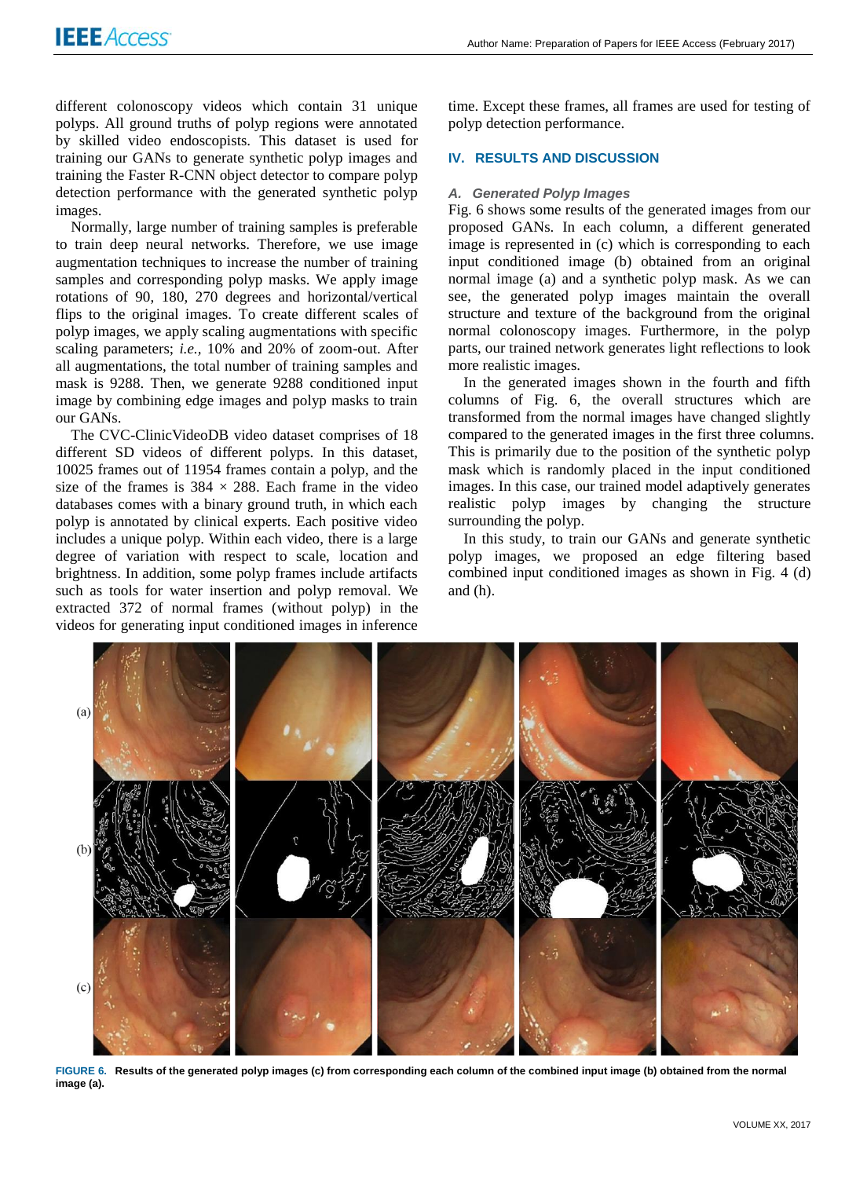different colonoscopy videos which contain 31 unique polyps. All ground truths of polyp regions were annotated by skilled video endoscopists. This dataset is used for training our GANs to generate synthetic polyp images and training the Faster R-CNN object detector to compare polyp detection performance with the generated synthetic polyp images.

Normally, large number of training samples is preferable to train deep neural networks. Therefore, we use image augmentation techniques to increase the number of training samples and corresponding polyp masks. We apply image rotations of 90, 180, 270 degrees and horizontal/vertical flips to the original images. To create different scales of polyp images, we apply scaling augmentations with specific scaling parameters; *i.e.,* 10% and 20% of zoom-out. After all augmentations, the total number of training samples and mask is 9288. Then, we generate 9288 conditioned input image by combining edge images and polyp masks to train our GANs.

The CVC-ClinicVideoDB video dataset comprises of 18 different SD videos of different polyps. In this dataset, 10025 frames out of 11954 frames contain a polyp, and the size of the frames is $384 \times 288$. Each frame in the video databases comes with a binary ground truth, in which each polyp is annotated by clinical experts. Each positive video includes a unique polyp. Within each video, there is a large degree of variation with respect to scale, location and brightness. In addition, some polyp frames include artifacts such as tools for water insertion and polyp removal. We extracted 372 of normal frames (without polyp) in the videos for generating input conditioned images in inference time. Except these frames, all frames are used for testing of polyp detection performance.

## IV. RESULTS AND DISCUSSION

### A. Generated Polyp Images

Fig. 6 shows some results of the generated images from our proposed GANs. In each column, a different generated image is represented in (c) which is corresponding to each input conditioned image (b) obtained from an original normal image (a) and a synthetic polyp mask. As we can see, the generated polyp images maintain the overall structure and texture of the background from the original normal colonoscopy images. Furthermore, in the polyp parts, our trained network generates light reflections to look more realistic images.

In the generated images shown in the fourth and fifth columns of Fig. 6, the overall structures which are transformed from the normal images have changed slightly compared to the generated images in the first three columns. This is primarily due to the position of the synthetic polyp mask which is randomly placed in the input conditioned images. In this case, our trained model adaptively generates realistic polyp images by changing the structure surrounding the polyp.

In this study, to train our GANs and generate synthetic polyp images, we proposed an edge filtering based combined input conditioned images as shown in Fig. 4 (d) and (h).

**FIGURE 6. Results of the generated polyp images (c) from corresponding each column of the combined input image (b) obtained from the normal image (a).**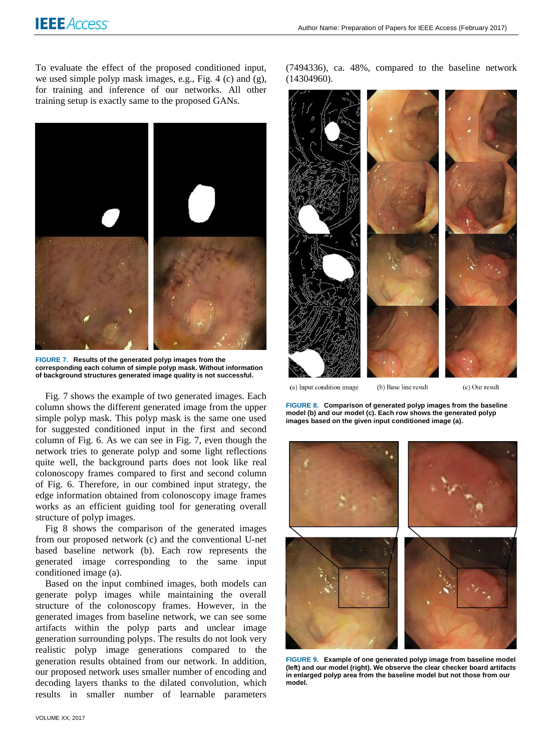To evaluate the effect of the proposed conditioned input, we used simple polyp mask images, e.g., Fig. 4 (c) and (g), for training and inference of our networks. All other training setup is exactly same to the proposed GANs.

**FIGURE 7. Results of the generated polyp images from the corresponding each column of simple polyp mask. Without information of background structures generated image quality is not successful.**

Fig. 7 shows the example of two generated images. Each column shows the different generated image from the upper simple polyp mask. This polyp mask is the same one used for suggested conditioned input in the first and second column of Fig. 6. As we can see in Fig. 7, even though the network tries to generate polyp and some light reflections quite well, the background parts does not look like real colonoscopy frames compared to first and second column of Fig. 6. Therefore, in our combined input strategy, the edge information obtained from colonoscopy image frames works as an efficient guiding tool for generating overall structure of polyp images.

Fig 8 shows the comparison of the generated images from our proposed network (c) and the conventional U-net based baseline network (b). Each row represents the generated image corresponding to the same input conditioned image (a).

Based on the input combined images, both models can generate polyp images while maintaining the overall structure of the colonoscopy frames. However, in the generated images from baseline network, we can see some artifacts within the polyp parts and unclear image generation surrounding polyps. The results do not look very realistic polyp image generations compared to the generation results obtained from our network. In addition, our proposed network uses smaller number of encoding and decoding layers thanks to the dilated convolution, which results in smaller number of learnable parameters (7494336), ca. 48%, compared to the baseline network (14304960).

(a) Input condition image (b) Base line result (c) Our result

**FIGURE 8. Comparison of generated polyp images from the baseline model (b) and our model (c). Each row shows the generated polyp images based on the given input conditioned image (a).**

**FIGURE 9. Example of one generated polyp image from baseline model (left) and our model (right). We observe the clear checker board artifacts in enlarged polyp area from the baseline model but not those from our model.**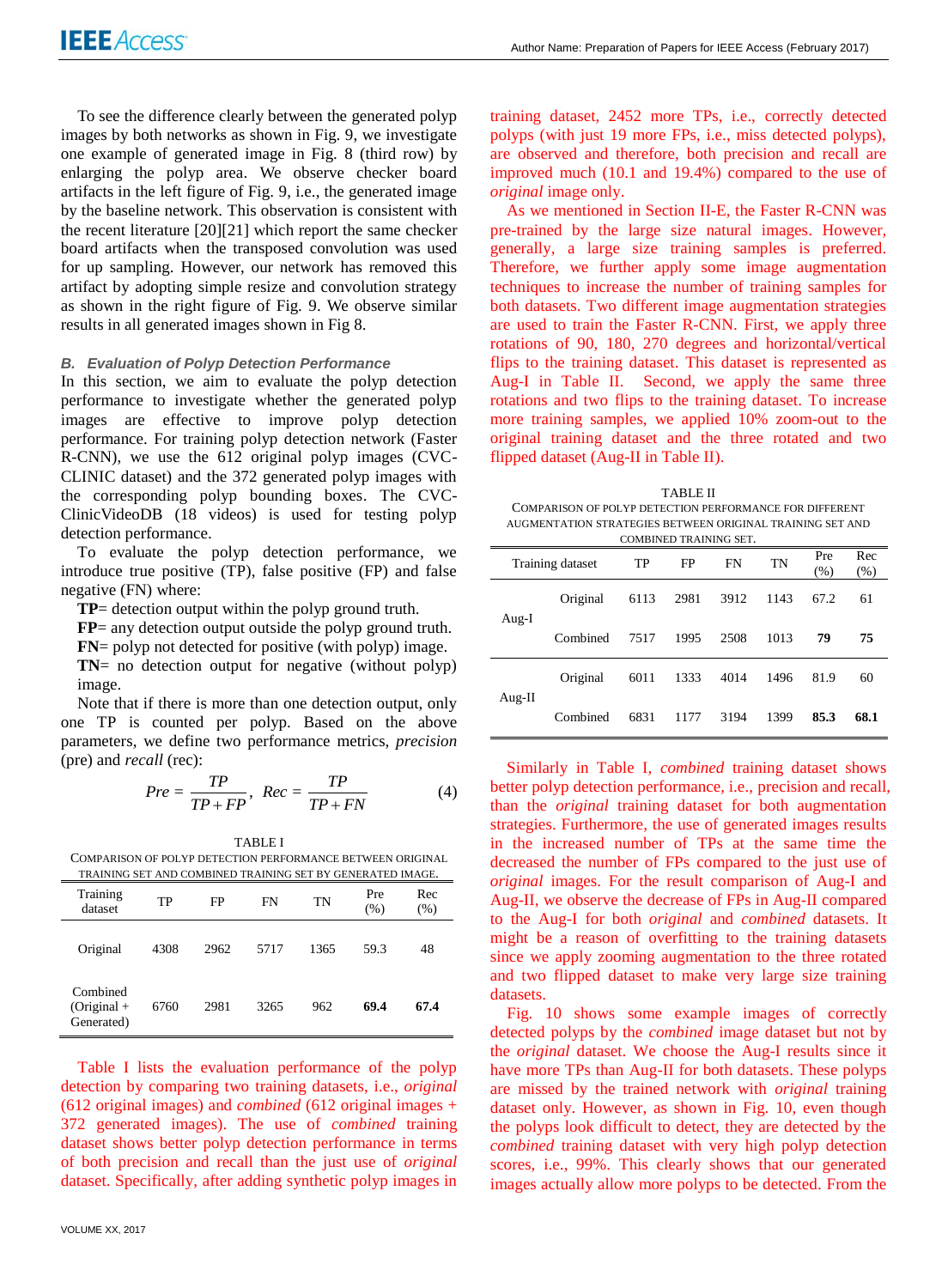To see the difference clearly between the generated polyp images by both networks as shown in Fig. 9, we investigate one example of generated image in Fig. 8 (third row) by enlarging the polyp area. We observe checker board artifacts in the left figure of Fig. 9, i.e., the generated image by the baseline network. This observation is consistent with the recent literature [20][21] which report the same checker board artifacts when the transposed convolution was used for up sampling. However, our network has removed this artifact by adopting simple resize and convolution strategy as shown in the right figure of Fig. 9. We observe similar results in all generated images shown in Fig 8.

### *B. Evaluation of Polyp Detection Performance*

In this section, we aim to evaluate the polyp detection performance to investigate whether the generated polyp images are effective to improve polyp detection performance. For training polyp detection network (Faster R-CNN), we use the 612 original polyp images (CVC-CLINIC dataset) and the 372 generated polyp images with the corresponding polyp bounding boxes. The CVC-ClinicVideoDB (18 videos) is used for testing polyp detection performance.

To evaluate the polyp detection performance, we introduce true positive (TP), false positive (FP) and false negative (FN) where:

**TP**= detection output within the polyp ground truth.
**FP**= any detection output outside the polyp ground truth.
**FN**= polyp not detected for positive (with polyp) image.
**TN**= no detection output for negative (without polyp) image.

Note that if there is more than one detection output, only one TP is counted per polyp. Based on the above parameters, we define two performance metrics, *precision* (pre) and *recall* (rec):

$$Pre = \frac{TP}{TP+FP}, \quad Rec = \frac{TP}{TP+FN} \tag{4}$$

TABLE I
COMPARISON OF POLYP DETECTION PERFORMANCE BETWEEN ORIGINAL TRAINING SET AND COMBINED TRAINING SET BY GENERATED IMAGE.

| Training dataset | TP | FP | FN | TN | Pre (%) | Rec (%) |
|---|---|---|---|---|---|---|
| Original | 4308 | 2962 | 5717 | 1365 | 59.3 | 48 |
| Combined (Original + Generated) | 6760 | 2981 | 3265 | 962 | **69.4** | **67.4** |

Table I lists the evaluation performance of the polyp detection by comparing two training datasets, i.e., *original* (612 original images) and *combined* (612 original images + 372 generated images). The use of *combined* training dataset shows better polyp detection performance in terms of both precision and recall than the just use of *original* dataset. Specifically, after adding synthetic polyp images in training dataset, 2452 more TPs, i.e., correctly detected polyps (with just 19 more FPs, i.e., miss detected polyps), are observed and therefore, both precision and recall are improved much (10.1 and 19.4%) compared to the use of *original* image only.

As we mentioned in Section II-E, the Faster R-CNN was pre-trained by the large size natural images. However, generally, a large size training samples is preferred. Therefore, we further apply some image augmentation techniques to increase the number of training samples for both datasets. Two different image augmentation strategies are used to train the Faster R-CNN. First, we apply three rotations of 90, 180, 270 degrees and horizontal/vertical flips to the training dataset. This dataset is represented as Aug-I in Table II. Second, we apply the same three rotations and two flips to the training dataset. To increase more training samples, we applied 10% zoom-out to the original training dataset and the three rotated and two flipped dataset (Aug-II in Table II).

TABLE II
COMPARISON OF POLYP DETECTION PERFORMANCE FOR DIFFERENT AUGMENTATION STRATEGIES BETWEEN ORIGINAL TRAINING SET AND COMBINED TRAINING SET.

| Training dataset | | TP | FP | FN | TN | Pre (%) | Rec (%) |
|---|---|---|---|---|---|---|---|
| Aug-I | Original | 6113 | 2981 | 3912 | 1143 | 67.2 | 61 |
| | Combined | 7517 | 1995 | 2508 | 1013 | **79** | **75** |
| Aug-II | Original | 6011 | 1333 | 4014 | 1496 | 81.9 | 60 |
| | Combined | 6831 | 1177 | 3194 | 1399 | **85.3** | **68.1** |

Similarly in Table I, *combined* training dataset shows better polyp detection performance, i.e., precision and recall, than the *original* training dataset for both augmentation strategies. Furthermore, the use of generated images results in the increased number of TPs at the same time the decreased the number of FPs compared to the just use of *original* images. For the result comparison of Aug-I and Aug-II, we observe the decrease of FPs in Aug-II compared to the Aug-I for both *original* and *combined* datasets. It might be a reason of overfitting to the training datasets since we apply zooming augmentation to the three rotated and two flipped dataset to make very large size training datasets.

Fig. 10 shows some example images of correctly detected polyps by the *combined* image dataset but not by the *original* dataset. We choose the Aug-I results since it have more TPs than Aug-II for both datasets. These polyps are missed by the trained network with *original* training dataset only. However, as shown in Fig. 10, even though the polyps look difficult to detect, they are detected by the *combined* training dataset with very high polyp detection scores, i.e., 99%. This clearly shows that our generated images actually allow more polyps to be detected. From the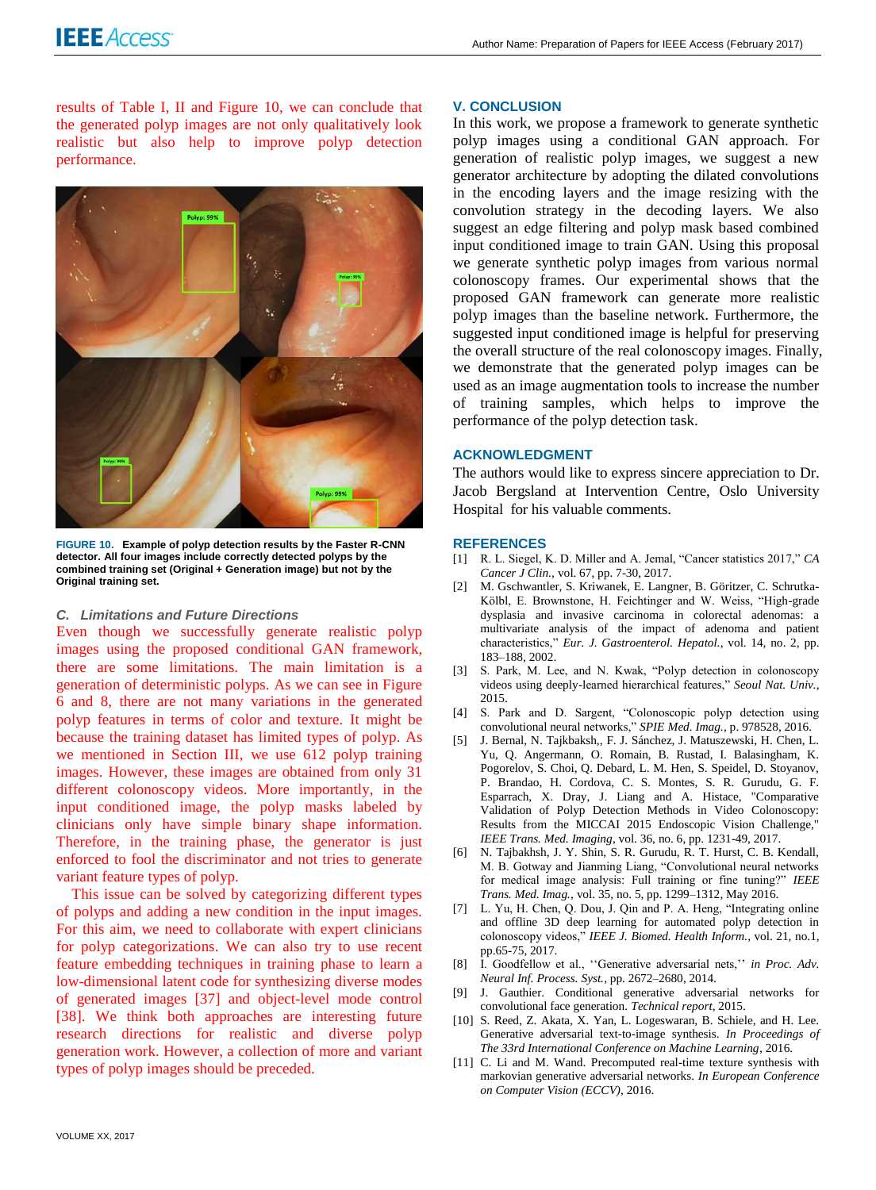results of Table I, II and Figure 10, we can conclude that the generated polyp images are not only qualitatively look realistic but also help to improve polyp detection performance.

**FIGURE 10.** **Example of polyp detection results by the Faster R-CNN detector. All four images include correctly detected polyps by the combined training set (Original + Generation image) but not by the Original training set.**

### *C. Limitations and Future Directions*

Even though we successfully generate realistic polyp images using the proposed conditional GAN framework, there are some limitations. The main limitation is a generation of deterministic polyps. As we can see in Figure 6 and 8, there are not many variations in the generated polyp features in terms of color and texture. It might be because the training dataset has limited types of polyp. As we mentioned in Section III, we use 612 polyp training images. However, these images are obtained from only 31 different colonoscopy videos. More importantly, in the input conditioned image, the polyp masks labeled by clinicians only have simple binary shape information. Therefore, in the training phase, the generator is just enforced to fool the discriminator and not tries to generate variant feature types of polyp.

This issue can be solved by categorizing different types of polyps and adding a new condition in the input images. For this aim, we need to collaborate with expert clinicians for polyp categorizations. We can also try to use recent feature embedding techniques in training phase to learn a low-dimensional latent code for synthesizing diverse modes of generated images [37] and object-level mode control [38]. We think both approaches are interesting future research directions for realistic and diverse polyp generation work. However, a collection of more and variant types of polyp images should be preceded.

## V. CONCLUSION

In this work, we propose a framework to generate synthetic polyp images using a conditional GAN approach. For generation of realistic polyp images, we suggest a new generator architecture by adopting the dilated convolutions in the encoding layers and the image resizing with the convolution strategy in the decoding layers. We also suggest an edge filtering and polyp mask based combined input conditioned image to train GAN. Using this proposal we generate synthetic polyp images from various normal colonoscopy frames. Our experimental shows that the proposed GAN framework can generate more realistic polyp images than the baseline network. Furthermore, the suggested input conditioned image is helpful for preserving the overall structure of the real colonoscopy images. Finally, we demonstrate that the generated polyp images can be used as an image augmentation tools to increase the number of training samples, which helps to improve the performance of the polyp detection task.

## ACKNOWLEDGMENT

The authors would like to express sincere appreciation to Dr. Jacob Bergsland at Intervention Centre, Oslo University Hospital for his valuable comments.

## REFERENCES

[1] R. L. Siegel, K. D. Miller and A. Jemal, "Cancer statistics 2017," *CA Cancer J Clin.*, vol. 67, pp. 7-30, 2017.

[2] M. Gschwantler, S. Kriwanek, E. Langner, B. Göritzer, C. Schrutka-Kölbl, E. Brownstone, H. Feichtinger and W. Weiss, "High-grade dysplasia and invasive carcinoma in colorectal adenomas: a multivariate analysis of the impact of adenoma and patient characteristics," *Eur. J. Gastroenterol. Hepatol.*, vol. 14, no. 2, pp. 183–188, 2002.

[3] S. Park, M. Lee, and N. Kwak, "Polyp detection in colonoscopy videos using deeply-learned hierarchical features," *Seoul Nat. Univ.*, 2015.

[4] S. Park and D. Sargent, "Colonoscopic polyp detection using convolutional neural networks," *SPIE Med. Imag.*, p. 978528, 2016.

[5] J. Bernal, N. Tajkbaksh,, F. J. Sánchez, J. Matuszewski, H. Chen, L. Yu, Q. Angermann, O. Romain, B. Rustad, I. Balasingham, K. Pogorelov, S. Choi, Q. Debard, L. M. Hen, S. Speidel, D. Stoyanov, P. Brandao, H. Cordova, C. S. Montes, S. R. Gurudu, G. F. Esparrach, X. Dray, J. Liang and A. Histace, "Comparative Validation of Polyp Detection Methods in Video Colonoscopy: Results from the MICCAI 2015 Endoscopic Vision Challenge," *IEEE Trans. Med. Imaging*, vol. 36, no. 6, pp. 1231-49, 2017.

[6] N. Tajbakhsh, J. Y. Shin, S. R. Gurudu, R. T. Hurst, C. B. Kendall, M. B. Gotway and Jianming Liang, "Convolutional neural networks for medical image analysis: Full training or fine tuning?" *IEEE Trans. Med. Imag.*, vol. 35, no. 5, pp. 1299–1312, May 2016.

[7] L. Yu, H. Chen, Q. Dou, J. Qin and P. A. Heng, "Integrating online and offline 3D deep learning for automated polyp detection in colonoscopy videos," *IEEE J. Biomed. Health Inform.*, vol. 21, no.1, pp.65-75, 2017.

[8] I. Goodfellow et al., ''Generative adversarial nets,'' *in Proc. Adv. Neural Inf. Process. Syst.*, pp. 2672–2680, 2014.

[9] J. Gauthier. Conditional generative adversarial networks for convolutional face generation. *Technical report*, 2015.

[10] S. Reed, Z. Akata, X. Yan, L. Logeswaran, B. Schiele, and H. Lee. Generative adversarial text-to-image synthesis. *In Proceedings of The 33rd International Conference on Machine Learning*, 2016.

[11] C. Li and M. Wand. Precomputed real-time texture synthesis with markovian generative adversarial networks. *In European Conference on Computer Vision (ECCV)*, 2016.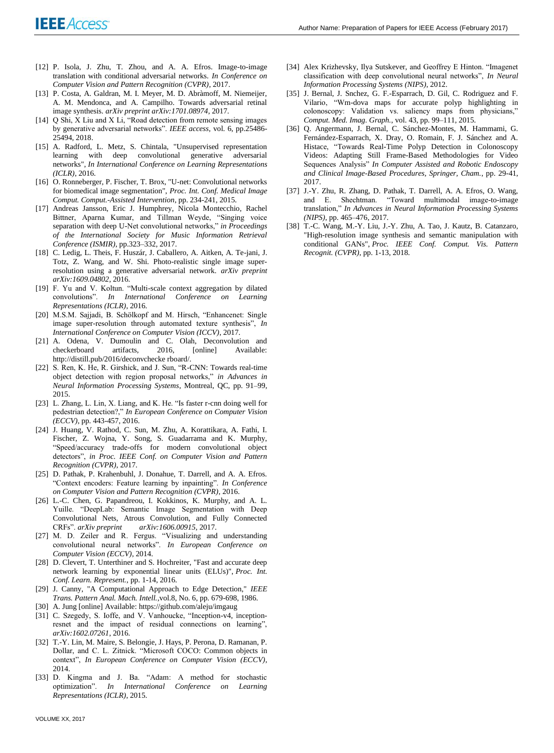[12] P. Isola, J. Zhu, T. Zhou, and A. A. Efros. Image-to-image translation with conditional adversarial networks. *In Conference on Computer Vision and Pattern Recognition (CVPR)*, 2017.

[13] P. Costa, A. Galdran, M. I. Meyer, M. D. Abràmoff, M. Niemeijer, A. M. Mendonca, and A. Campilho. Towards adversarial retinal image synthesis. *arXiv preprint arXiv:1701.08974*, 2017.

[14] Q Shi, X Liu and X Li, "Road detection from remote sensing images by generative adversarial networks". *IEEE access*, vol. 6, pp.25486-25494, 2018.

[15] A. Radford, L. Metz, S. Chintala, "Unsupervised representation learning with deep convolutional generative adversarial networks", *In International Conference on Learning Representations (ICLR)*, 2016.

[16] O. Ronneberger, P. Fischer, T. Brox, "U-net: Convolutional networks for biomedical image segmentation", *Proc. Int. Conf. Medical Image Comput. Comput.-Assisted Intervention*, pp. 234-241, 2015.

[17] Andreas Jansson, Eric J. Humphrey, Nicola Montecchio, Rachel Bittner, Aparna Kumar, and Tillman Weyde, "Singing voice separation with deep U-Net convolutional networks," *in Proceedings of the International Society for Music Information Retrieval Conference (ISMIR)*, pp.323–332, 2017.

[18] C. Ledig, L. Theis, F. Huszár, J. Caballero, A. Aitken, A. Te-jani, J. Totz, Z. Wang, and W. Shi. Photo-realistic single image super-resolution using a generative adversarial network. *arXiv preprint arXiv:1609.04802*, 2016.

[19] F. Yu and V. Koltun. "Multi-scale context aggregation by dilated convolutions". *In International Conference on Learning Representations (ICLR)*, 2016.

[20] M.S.M. Sajjadi, B. Schölkopf and M. Hirsch, "Enhancenet: Single image super-resolution through automated texture synthesis", *In International Conference on Computer Vision (ICCV)*, 2017.

[21] A. Odena, V. Dumoulin and C. Olah, Deconvolution and checkerboard artifacts, 2016, [online] Available: http://distill.pub/2016/deconvchecke rboard/.

[22] S. Ren, K. He, R. Girshick, and J. Sun, "R-CNN: Towards real-time object detection with region proposal networks," *in Advances in Neural Information Processing Systems*, Montreal, QC, pp. 91–99, 2015.

[23] L. Zhang, L. Lin, X. Liang, and K. He. "Is faster r-cnn doing well for pedestrian detection?," *In European Conference on Computer Vision (ECCV)*, pp. 443-457, 2016.

[24] J. Huang, V. Rathod, C. Sun, M. Zhu, A. Korattikara, A. Fathi, I. Fischer, Z. Wojna, Y. Song, S. Guadarrama and K. Murphy, "Speed/accuracy trade-offs for modern convolutional object detectors", *in Proc. IEEE Conf. on Computer Vision and Pattern Recognition (CVPR)*, 2017.

[25] D. Pathak, P. Krahenbuhl, J. Donahue, T. Darrell, and A. A. Efros. "Context encoders: Feature learning by inpainting". *In Conference on Computer Vision and Pattern Recognition (CVPR)*, 2016.

[26] L.-C. Chen, G. Papandreou, I. Kokkinos, K. Murphy, and A. L. Yuille. "DeepLab: Semantic Image Segmentation with Deep Convolutional Nets, Atrous Convolution, and Fully Connected CRFs". *arXiv preprint arXiv:1606.00915*, 2017.

[27] M. D. Zeiler and R. Fergus. "Visualizing and understanding convolutional neural networks". *In European Conference on Computer Vision (ECCV)*, 2014.

[28] D. Clevert, T. Unterthiner and S. Hochreiter, "Fast and accurate deep network learning by exponential linear units (ELUs)", *Proc. Int. Conf. Learn. Represent.*, pp. 1-14, 2016.

[29] J. Canny, "A Computational Approach to Edge Detection," *IEEE Trans. Pattern Anal. Mach. Intell.*,vol.8, No. 6, pp. 679-698, 1986.

[30] A. Jung [online] Available: https://github.com/aleju/imgaug

[31] C. Szegedy, S. Ioffe, and V. Vanhoucke, "Inception-v4, inception-resnet and the impact of residual connections on learning", *arXiv:1602.07261*, 2016.

[32] T.-Y. Lin, M. Maire, S. Belongie, J. Hays, P. Perona, D. Ramanan, P. Dollar, and C. L. Zitnick. "Microsoft COCO: Common objects in context", *In European Conference on Computer Vision (ECCV)*, 2014.

[33] D. Kingma and J. Ba. "Adam: A method for stochastic optimization". *In International Conference on Learning Representations (ICLR)*, 2015.

[34] Alex Krizhevsky, Ilya Sutskever, and Geoffrey E Hinton. "Imagenet classification with deep convolutional neural networks", *In Neural Information Processing Systems (NIPS)*, 2012.

[35] J. Bernal, J. Snchez, G. F.-Esparrach, D. Gil, C. Rodriguez and F. Vilario, "Wm-dova maps for accurate polyp highlighting in colonoscopy: Validation vs. saliency maps from physicians," *Comput. Med. Imag. Graph.*, vol. 43, pp. 99–111, 2015.

[36] Q. Angermann, J. Bernal, C. Sánchez-Montes, M. Hammami, G. Fernández-Esparrach, X. Dray, O. Romain, F. J. Sánchez and A. Histace, "Towards Real-Time Polyp Detection in Colonoscopy Videos: Adapting Still Frame-Based Methodologies for Video Sequences Analysis" *In Computer Assisted and Robotic Endoscopy and Clinical Image-Based Procedures, Springer, Cham.*, pp. 29-41, 2017.

[37] J.-Y. Zhu, R. Zhang, D. Pathak, T. Darrell, A. A. Efros, O. Wang, and E. Shechtman. "Toward multimodal image-to-image translation," *In Advances in Neural Information Processing Systems (NIPS)*, pp. 465–476, 2017.

[38] T.-C. Wang, M.-Y. Liu, J.-Y. Zhu, A. Tao, J. Kautz, B. Catanzaro, "High-resolution image synthesis and semantic manipulation with conditional GANs", *Proc. IEEE Conf. Comput. Vis. Pattern Recognit. (CVPR)*, pp. 1-13, 2018.